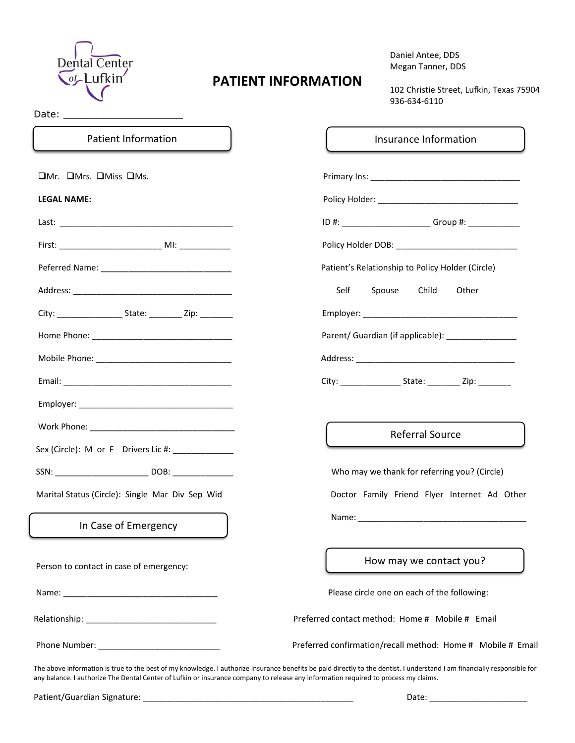Dental Center of Lufkin

# PATIENT INFORMATION

Daniel Antee, DDS
Megan Tanner, DDS

102 Christie Street, Lufkin, Texas 75904
936-634-6110

Date: ________________________

## Patient Information

❑Mr. ❑Mrs. ❑Miss ❑Ms.

**LEGAL NAME:**

Last: ____________________________________

First: ______________________ MI: ___________

Peferred Name: ____________________________

Address: __________________________________

City: ______________ State: _______ Zip: _______

Home Phone: ______________________________

Mobile Phone: _____________________________

Email: ____________________________________

Employer: _________________________________

Work Phone: _______________________________

Sex (Circle): M or F Drivers Lic #: _____________

SSN: ____________________ DOB: _____________

Marital Status (Circle): Single Mar Div Sep Wid

## In Case of Emergency

Person to contact in case of emergency:

Name: ________________________________

Relationship: ____________________________

Phone Number: __________________________

## Insurance Information

Primary Ins: ________________________________

Policy Holder: _______________________________

ID #: ___________________ Group #: ___________

Policy Holder DOB: __________________________

Patient's Relationship to Policy Holder (Circle)

Self Spouse Child Other

Employer: _________________________________

Parent/ Guardian (if applicable): _______________

Address: __________________________________

City: _____________ State: _______ Zip: _______

## Referral Source

Who may we thank for referring you? (Circle)

Doctor Family Friend Flyer Internet Ad Other

Name: ____________________________________

## How may we contact you?

Please circle one on each of the following:

Preferred contact method: Home # Mobile # Email

Preferred confirmation/recall method: Home # Mobile # Email

The above information is true to the best of my knowledge. I authorize insurance benefits be paid directly to the dentist. I understand I am financially responsible for any balance. I authorize The Dental Center of Lufkin or insurance company to release any information required to process my claims.

Patient/Guardian Signature: _______________________________________________ Date: _____________________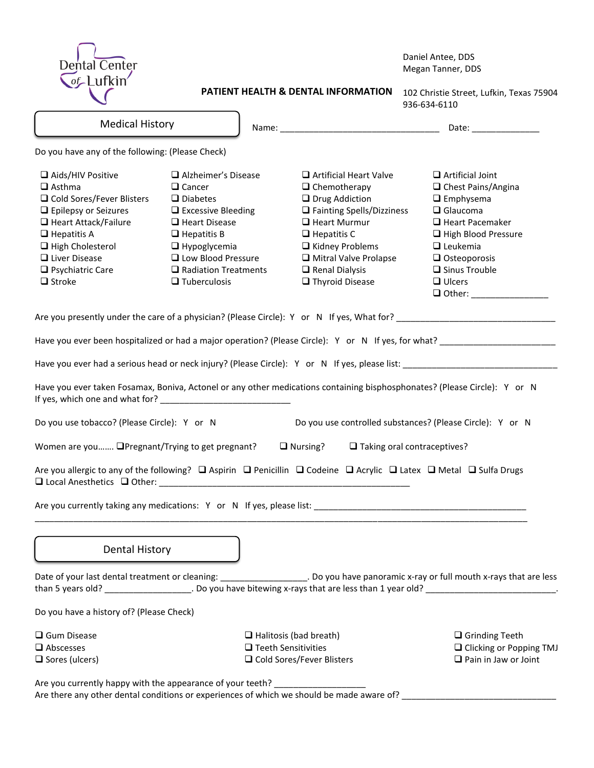Dental Center of Lufkin

Daniel Antee, DDS
Megan Tanner, DDS

**PATIENT HEALTH & DENTAL INFORMATION**

102 Christie Street, Lufkin, Texas 75904
936-634-6110

## Medical History

Name: ________________________________ Date: ______________

Do you have any of the following: (Please Check)

| | | | |
|---|---|---|---|
| ❑ Aids/HIV Positive | ❑ Alzheimer's Disease | ❑ Artificial Heart Valve | ❑ Artificial Joint |
| ❑ Asthma | ❑ Cancer | ❑ Chemotherapy | ❑ Chest Pains/Angina |
| ❑ Cold Sores/Fever Blisters | ❑ Diabetes | ❑ Drug Addiction | ❑ Emphysema |
| ❑ Epilepsy or Seizures | ❑ Excessive Bleeding | ❑ Fainting Spells/Dizziness | ❑ Glaucoma |
| ❑ Heart Attack/Failure | ❑ Heart Disease | ❑ Heart Murmur | ❑ Heart Pacemaker |
| ❑ Hepatitis A | ❑ Hepatitis B | ❑ Hepatitis C | ❑ High Blood Pressure |
| ❑ High Cholesterol | ❑ Hypoglycemia | ❑ Kidney Problems | ❑ Leukemia |
| ❑ Liver Disease | ❑ Low Blood Pressure | ❑ Mitral Valve Prolapse | ❑ Osteoporosis |
| ❑ Psychiatric Care | ❑ Radiation Treatments | ❑ Renal Dialysis | ❑ Sinus Trouble |
| ❑ Stroke | ❑ Tuberculosis | ❑ Thyroid Disease | ❑ Ulcers |
| | | | ❑ Other: ________________ |

Are you presently under the care of a physician? (Please Circle): Y or N If yes, What for? _________________________________

Have you ever been hospitalized or had a major operation? (Please Circle): Y or N If yes, for what? ________________________

Have you ever had a serious head or neck injury? (Please Circle): Y or N If yes, please list: _________________________________

Have you ever taken Fosamax, Boniva, Actonel or any other medications containing bisphosphonates? (Please Circle): Y or N
If yes, which one and what for? ___________________________

Do you use tobacco? (Please Circle): Y or N

Do you use controlled substances? (Please Circle): Y or N

Women are you……. ❑ Pregnant/Trying to get pregnant? ❑ Nursing? ❑ Taking oral contraceptives?

Are you allergic to any of the following? ❑ Aspirin ❑ Penicillin ❑ Codeine ❑ Acrylic ❑ Latex ❑ Metal ❑ Sulfa Drugs
❑ Local Anesthetics ❑ Other: ____________________________________________________

Are you currently taking any medications: Y or N If yes, please list: ____________________________________________
_____________________________________________________________________________________________________

## Dental History

Date of your last dental treatment or cleaning: __________________. Do you have panoramic x-ray or full mouth x-rays that are less than 5 years old? __________________. Do you have bitewing x-rays that are less than 1 year old? ___________________________.

Do you have a history of? (Please Check)

| | | |
|---|---|---|
| ❑ Gum Disease | ❑ Halitosis (bad breath) | ❑ Grinding Teeth |
| ❑ Abscesses | ❑ Teeth Sensitivities | ❑ Clicking or Popping TMJ |
| ❑ Sores (ulcers) | ❑ Cold Sores/Fever Blisters | ❑ Pain in Jaw or Joint |

Are you currently happy with the appearance of your teeth? ___________________
Are there any other dental conditions or experiences of which we should be made aware of? ________________________________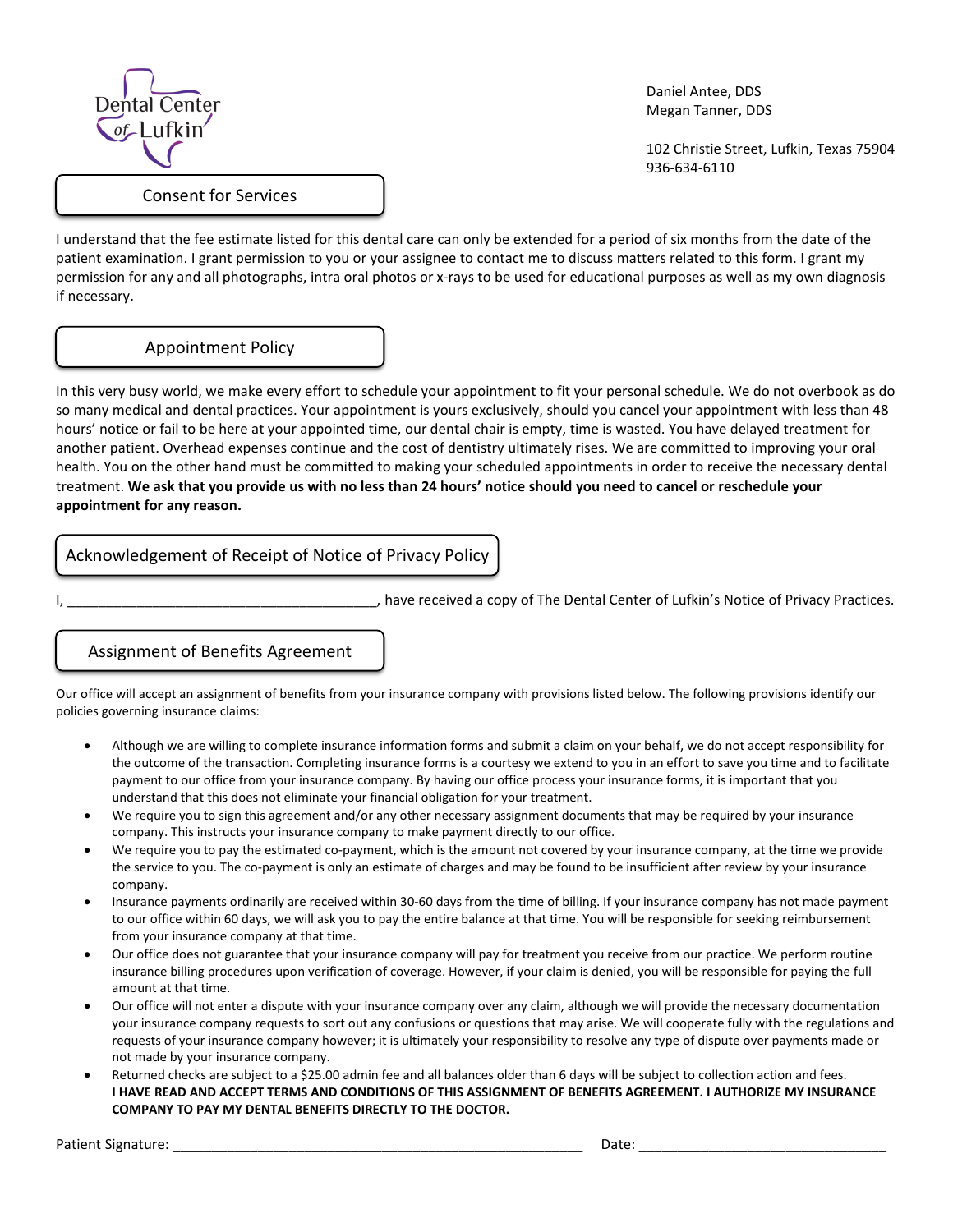Dental Center of Lufkin

Daniel Antee, DDS
Megan Tanner, DDS

102 Christie Street, Lufkin, Texas 75904
936-634-6110

## Consent for Services

I understand that the fee estimate listed for this dental care can only be extended for a period of six months from the date of the patient examination. I grant permission to you or your assignee to contact me to discuss matters related to this form. I grant my permission for any and all photographs, intra oral photos or x-rays to be used for educational purposes as well as my own diagnosis if necessary.

## Appointment Policy

In this very busy world, we make every effort to schedule your appointment to fit your personal schedule. We do not overbook as do so many medical and dental practices. Your appointment is yours exclusively, should you cancel your appointment with less than 48 hours' notice or fail to be here at your appointed time, our dental chair is empty, time is wasted. You have delayed treatment for another patient. Overhead expenses continue and the cost of dentistry ultimately rises. We are committed to improving your oral health. You on the other hand must be committed to making your scheduled appointments in order to receive the necessary dental treatment. **We ask that you provide us with no less than 24 hours' notice should you need to cancel or reschedule your appointment for any reason.**

## Acknowledgement of Receipt of Notice of Privacy Policy

I, ________________________________________, have received a copy of The Dental Center of Lufkin's Notice of Privacy Practices.

## Assignment of Benefits Agreement

Our office will accept an assignment of benefits from your insurance company with provisions listed below. The following provisions identify our policies governing insurance claims:

- Although we are willing to complete insurance information forms and submit a claim on your behalf, we do not accept responsibility for the outcome of the transaction. Completing insurance forms is a courtesy we extend to you in an effort to save you time and to facilitate payment to our office from your insurance company. By having our office process your insurance forms, it is important that you understand that this does not eliminate your financial obligation for your treatment.
- We require you to sign this agreement and/or any other necessary assignment documents that may be required by your insurance company. This instructs your insurance company to make payment directly to our office.
- We require you to pay the estimated co-payment, which is the amount not covered by your insurance company, at the time we provide the service to you. The co-payment is only an estimate of charges and may be found to be insufficient after review by your insurance company.
- Insurance payments ordinarily are received within 30-60 days from the time of billing. If your insurance company has not made payment to our office within 60 days, we will ask you to pay the entire balance at that time. You will be responsible for seeking reimbursement from your insurance company at that time.
- Our office does not guarantee that your insurance company will pay for treatment you receive from our practice. We perform routine insurance billing procedures upon verification of coverage. However, if your claim is denied, you will be responsible for paying the full amount at that time.
- Our office will not enter a dispute with your insurance company over any claim, although we will provide the necessary documentation your insurance company requests to sort out any confusions or questions that may arise. We will cooperate fully with the regulations and requests of your insurance company however; it is ultimately your responsibility to resolve any type of dispute over payments made or not made by your insurance company.
- Returned checks are subject to a $25.00 admin fee and all balances older than 6 days will be subject to collection action and fees.
  **I HAVE READ AND ACCEPT TERMS AND CONDITIONS OF THIS ASSIGNMENT OF BENEFITS AGREEMENT. I AUTHORIZE MY INSURANCE COMPANY TO PAY MY DENTAL BENEFITS DIRECTLY TO THE DOCTOR.**

Patient Signature: ________________________________________ Date: ______________________________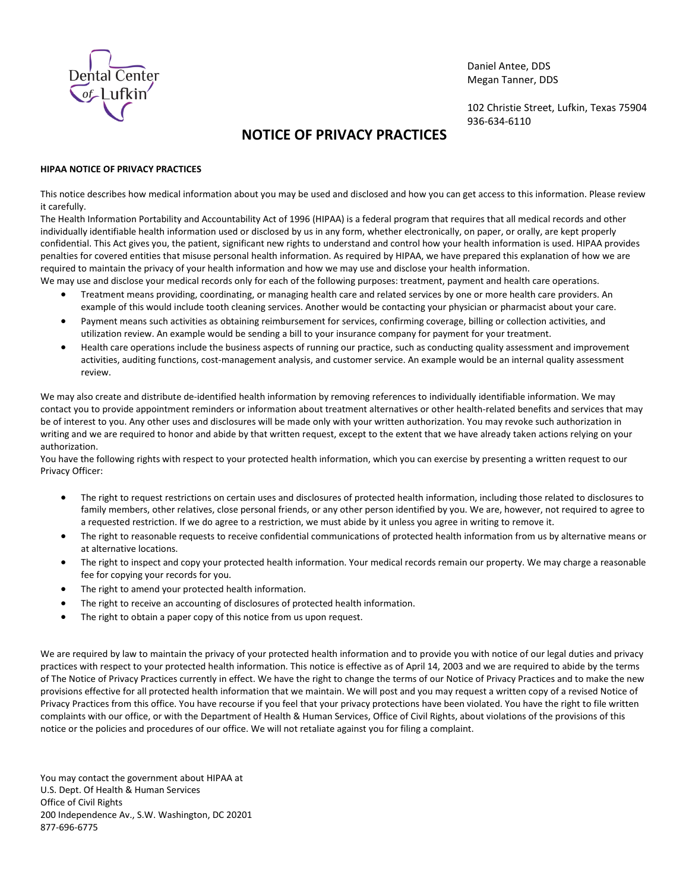Dental Center of Lufkin

Daniel Antee, DDS
Megan Tanner, DDS

102 Christie Street, Lufkin, Texas 75904
936-634-6110

# NOTICE OF PRIVACY PRACTICES

**HIPAA NOTICE OF PRIVACY PRACTICES**

This notice describes how medical information about you may be used and disclosed and how you can get access to this information. Please review it carefully.

The Health Information Portability and Accountability Act of 1996 (HIPAA) is a federal program that requires that all medical records and other individually identifiable health information used or disclosed by us in any form, whether electronically, on paper, or orally, are kept properly confidential. This Act gives you, the patient, significant new rights to understand and control how your health information is used. HIPAA provides penalties for covered entities that misuse personal health information. As required by HIPAA, we have prepared this explanation of how we are required to maintain the privacy of your health information and how we may use and disclose your health information.

We may use and disclose your medical records only for each of the following purposes: treatment, payment and health care operations.

- Treatment means providing, coordinating, or managing health care and related services by one or more health care providers. An example of this would include tooth cleaning services. Another would be contacting your physician or pharmacist about your care.
- Payment means such activities as obtaining reimbursement for services, confirming coverage, billing or collection activities, and utilization review. An example would be sending a bill to your insurance company for payment for your treatment.
- Health care operations include the business aspects of running our practice, such as conducting quality assessment and improvement activities, auditing functions, cost-management analysis, and customer service. An example would be an internal quality assessment review.

We may also create and distribute de-identified health information by removing references to individually identifiable information. We may contact you to provide appointment reminders or information about treatment alternatives or other health-related benefits and services that may be of interest to you. Any other uses and disclosures will be made only with your written authorization. You may revoke such authorization in writing and we are required to honor and abide by that written request, except to the extent that we have already taken actions relying on your authorization.

You have the following rights with respect to your protected health information, which you can exercise by presenting a written request to our Privacy Officer:

- The right to request restrictions on certain uses and disclosures of protected health information, including those related to disclosures to family members, other relatives, close personal friends, or any other person identified by you. We are, however, not required to agree to a requested restriction. If we do agree to a restriction, we must abide by it unless you agree in writing to remove it.
- The right to reasonable requests to receive confidential communications of protected health information from us by alternative means or at alternative locations.
- The right to inspect and copy your protected health information. Your medical records remain our property. We may charge a reasonable fee for copying your records for you.
- The right to amend your protected health information.
- The right to receive an accounting of disclosures of protected health information.
- The right to obtain a paper copy of this notice from us upon request.

We are required by law to maintain the privacy of your protected health information and to provide you with notice of our legal duties and privacy practices with respect to your protected health information. This notice is effective as of April 14, 2003 and we are required to abide by the terms of The Notice of Privacy Practices currently in effect. We have the right to change the terms of our Notice of Privacy Practices and to make the new provisions effective for all protected health information that we maintain. We will post and you may request a written copy of a revised Notice of Privacy Practices from this office. You have recourse if you feel that your privacy protections have been violated. You have the right to file written complaints with our office, or with the Department of Health & Human Services, Office of Civil Rights, about violations of the provisions of this notice or the policies and procedures of our office. We will not retaliate against you for filing a complaint.

You may contact the government about HIPAA at
U.S. Dept. Of Health & Human Services
Office of Civil Rights
200 Independence Av., S.W. Washington, DC 20201
877-696-6775